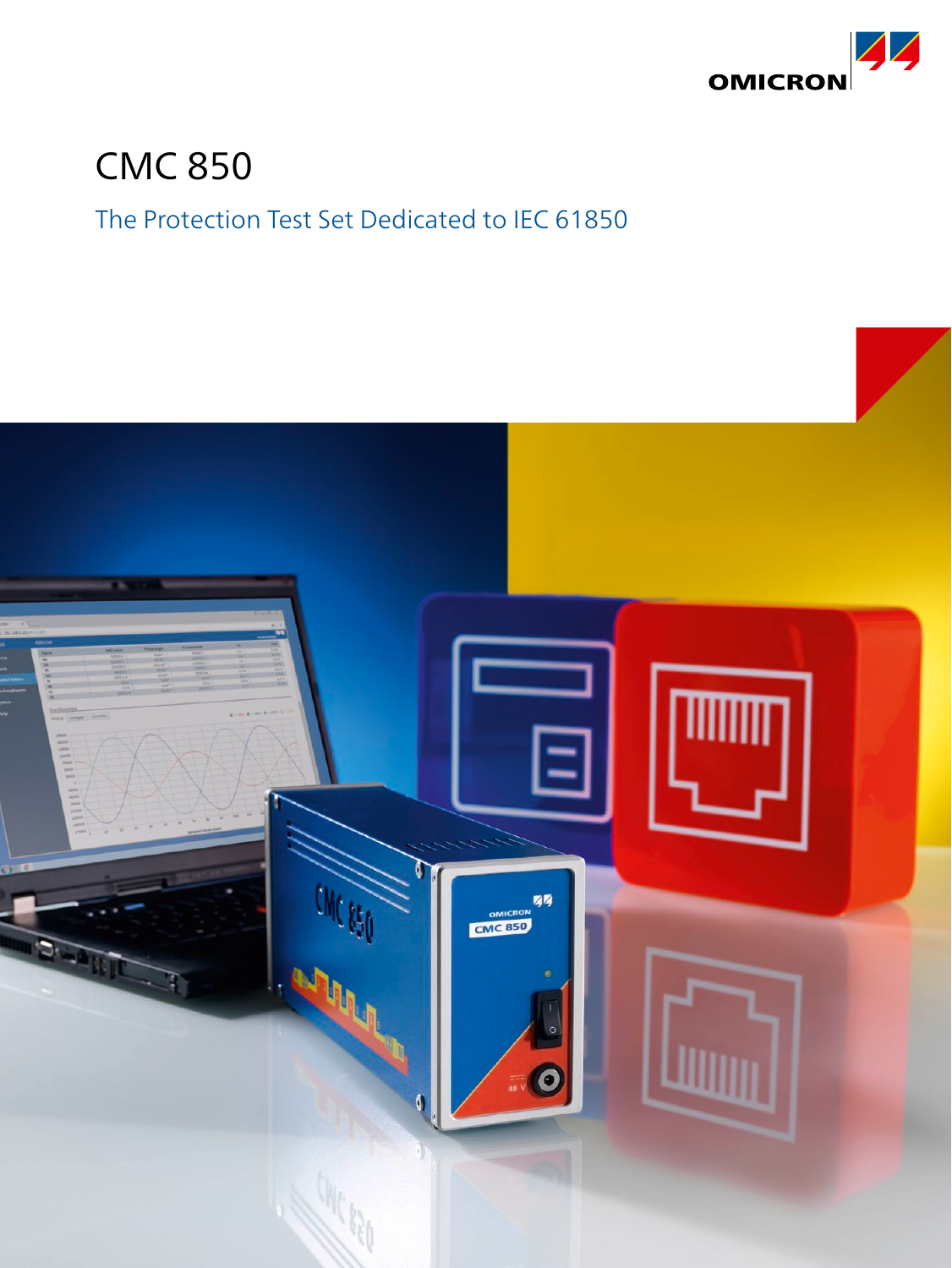OMICRON

# CMC 850

## The Protection Test Set Dedicated to IEC 61850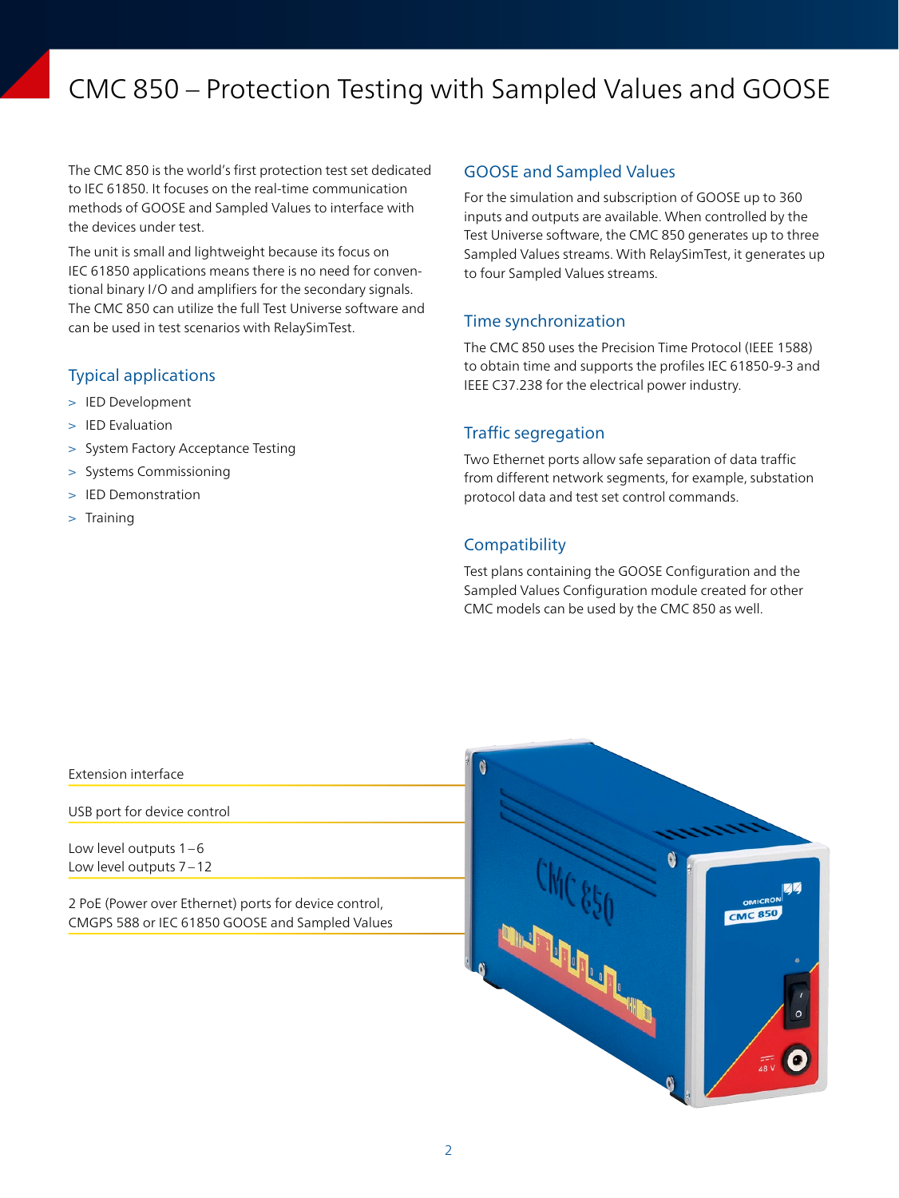# CMC 850 – Protection Testing with Sampled Values and GOOSE

The CMC 850 is the world's first protection test set dedicated to IEC 61850. It focuses on the real-time communication methods of GOOSE and Sampled Values to interface with the devices under test.

The unit is small and lightweight because its focus on IEC 61850 applications means there is no need for conventional binary I/O and amplifiers for the secondary signals. The CMC 850 can utilize the full Test Universe software and can be used in test scenarios with RelaySimTest.

## Typical applications

- IED Development
- IED Evaluation
- System Factory Acceptance Testing
- Systems Commissioning
- IED Demonstration
- Training

## GOOSE and Sampled Values

For the simulation and subscription of GOOSE up to 360 inputs and outputs are available. When controlled by the Test Universe software, the CMC 850 generates up to three Sampled Values streams. With RelaySimTest, it generates up to four Sampled Values streams.

## Time synchronization

The CMC 850 uses the Precision Time Protocol (IEEE 1588) to obtain time and supports the profiles IEC 61850-9-3 and IEEE C37.238 for the electrical power industry.

## Traffic segregation

Two Ethernet ports allow safe separation of data traffic from different network segments, for example, substation protocol data and test set control commands.

## Compatibility

Test plans containing the GOOSE Configuration and the Sampled Values Configuration module created for other CMC models can be used by the CMC 850 as well.

Extension interface

USB port for device control

Low level outputs 1 – 6
Low level outputs 7 – 12

2 PoE (Power over Ethernet) ports for device control, CMGPS 588 or IEC 61850 GOOSE and Sampled Values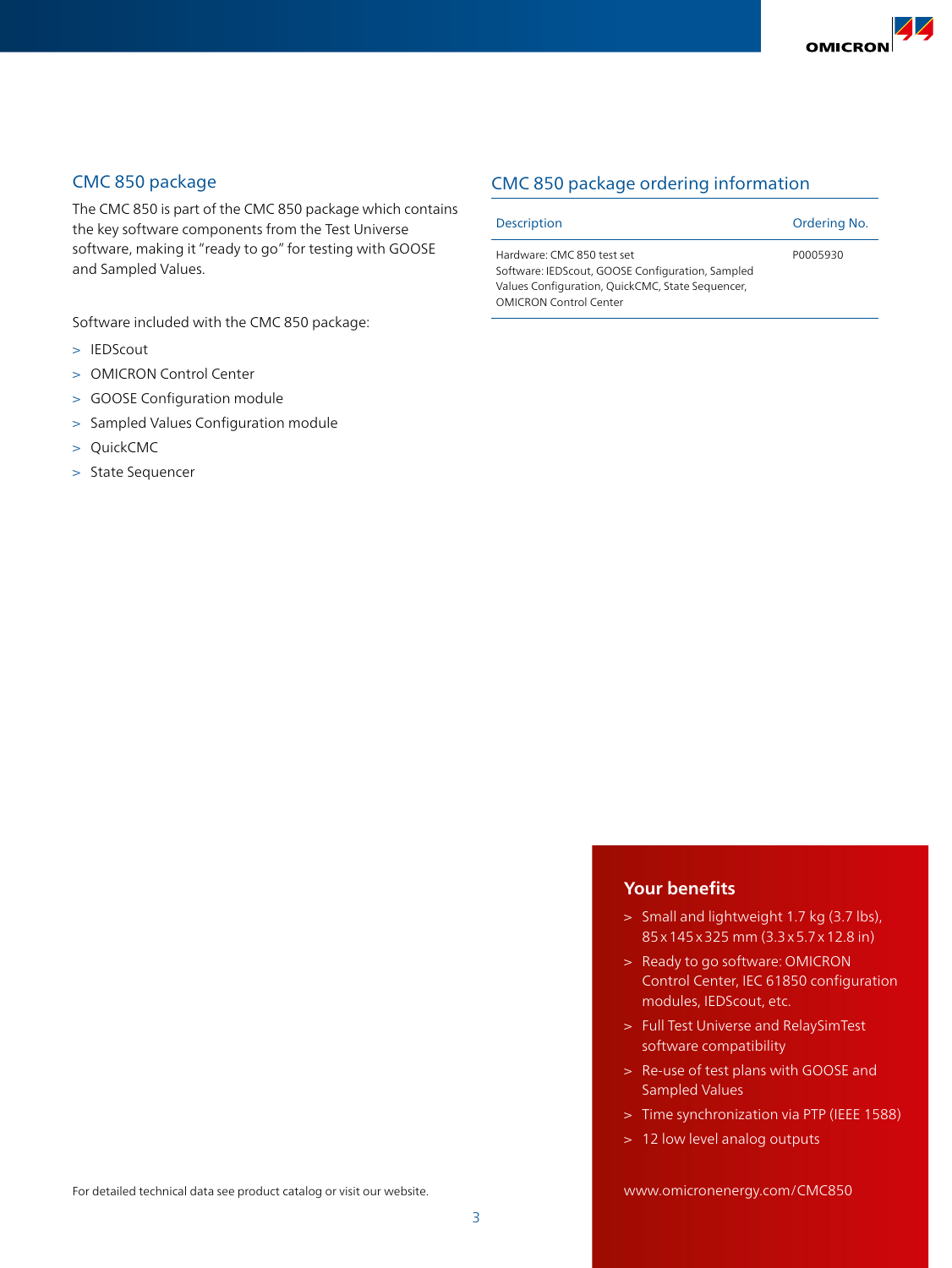## CMC 850 package

The CMC 850 is part of the CMC 850 package which contains the key software components from the Test Universe software, making it "ready to go" for testing with GOOSE and Sampled Values.

Software included with the CMC 850 package:

- IEDScout
- OMICRON Control Center
- GOOSE Configuration module
- Sampled Values Configuration module
- QuickCMC
- State Sequencer

## CMC 850 package ordering information

| Description | Ordering No. |
|---|---|
| Hardware: CMC 850 test set<br>Software: IEDScout, GOOSE Configuration, Sampled Values Configuration, QuickCMC, State Sequencer, OMICRON Control Center | P0005930 |

For detailed technical data see product catalog or visit our website.

### Your benefits

- Small and lightweight 1.7 kg (3.7 lbs), 85 x 145 x 325 mm (3.3 x 5.7 x 12.8 in)
- Ready to go software: OMICRON Control Center, IEC 61850 configuration modules, IEDScout, etc.
- Full Test Universe and RelaySimTest software compatibility
- Re-use of test plans with GOOSE and Sampled Values
- Time synchronization via PTP (IEEE 1588)
- 12 low level analog outputs

www.omicronenergy.com/CMC850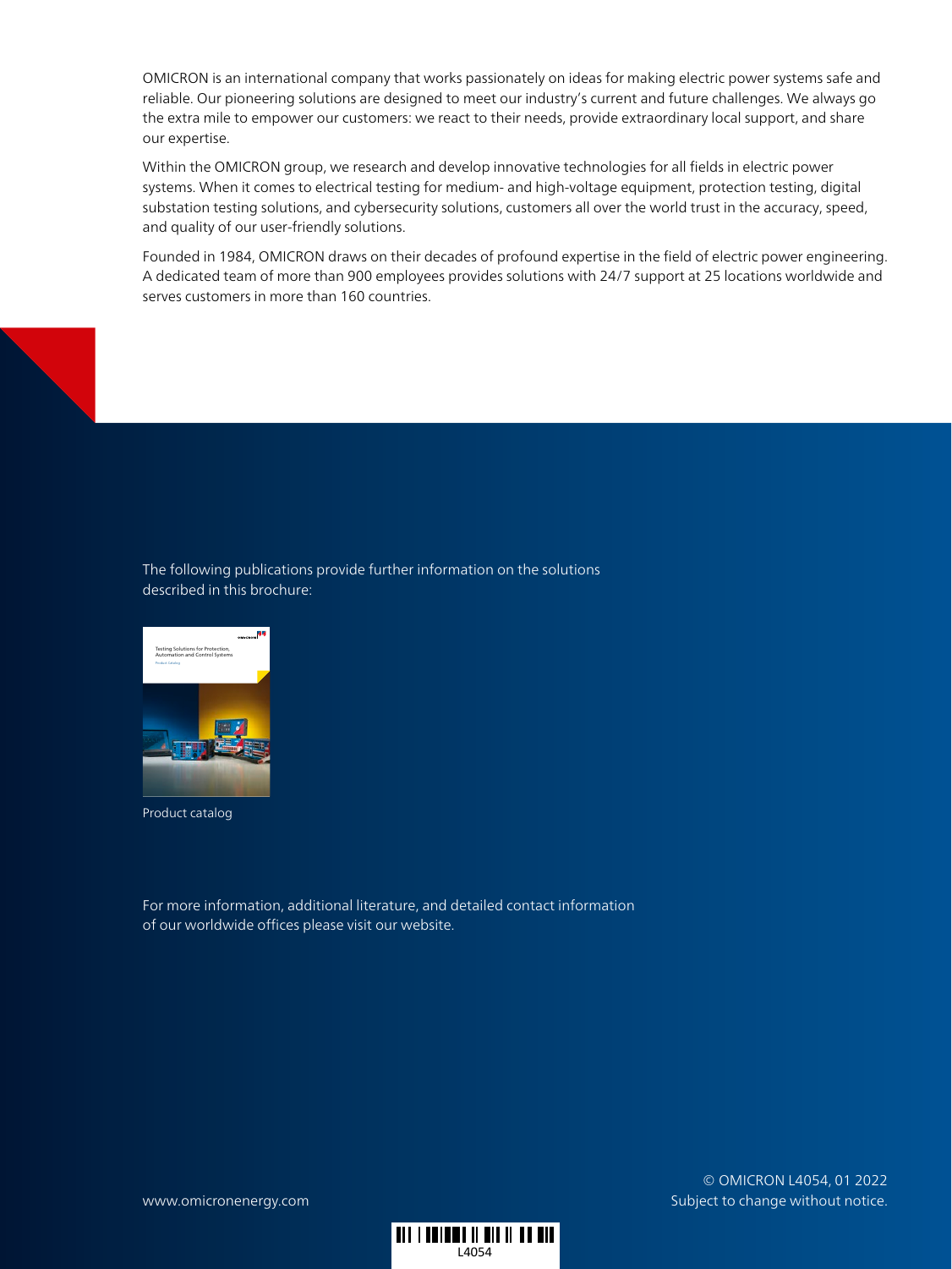OMICRON is an international company that works passionately on ideas for making electric power systems safe and reliable. Our pioneering solutions are designed to meet our industry's current and future challenges. We always go the extra mile to empower our customers: we react to their needs, provide extraordinary local support, and share our expertise.

Within the OMICRON group, we research and develop innovative technologies for all fields in electric power systems. When it comes to electrical testing for medium- and high-voltage equipment, protection testing, digital substation testing solutions, and cybersecurity solutions, customers all over the world trust in the accuracy, speed, and quality of our user-friendly solutions.

Founded in 1984, OMICRON draws on their decades of profound expertise in the field of electric power engineering. A dedicated team of more than 900 employees provides solutions with 24/7 support at 25 locations worldwide and serves customers in more than 160 countries.

The following publications provide further information on the solutions described in this brochure:

Product catalog

For more information, additional literature, and detailed contact information of our worldwide offices please visit our website.

www.omicronenergy.com

© OMICRON L4054, 01 2022
Subject to change without notice.

L4054